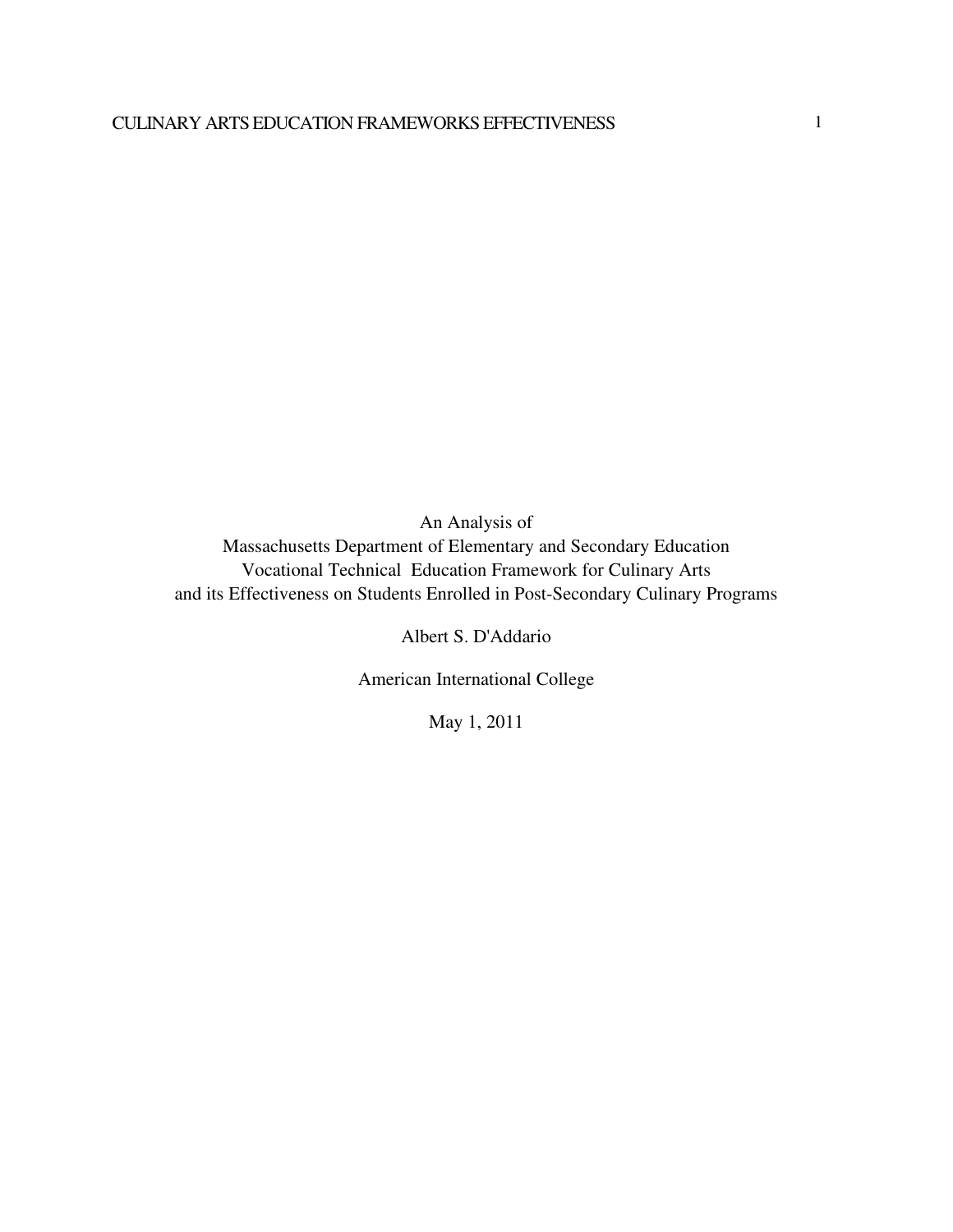An Analysis of
Massachusetts Department of Elementary and Secondary Education
Vocational Technical Education Framework for Culinary Arts
and its Effectiveness on Students Enrolled in Post-Secondary Culinary Programs

Albert S. D'Addario

American International College

May 1, 2011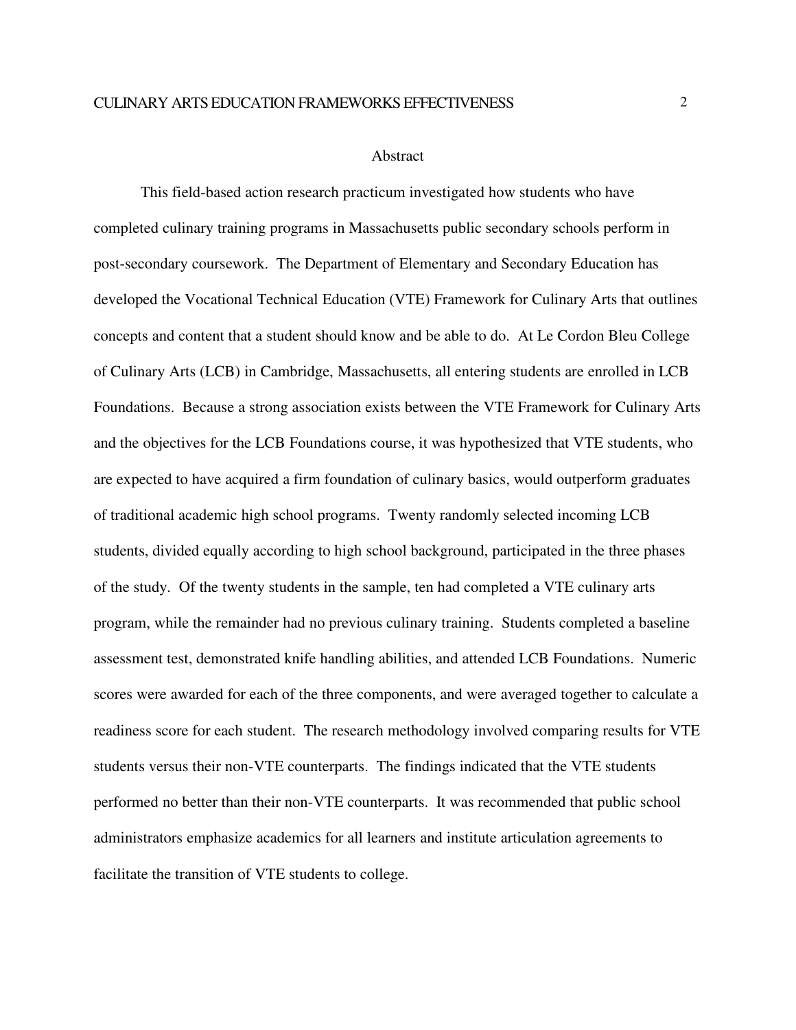## Abstract

This field-based action research practicum investigated how students who have completed culinary training programs in Massachusetts public secondary schools perform in post-secondary coursework. The Department of Elementary and Secondary Education has developed the Vocational Technical Education (VTE) Framework for Culinary Arts that outlines concepts and content that a student should know and be able to do. At Le Cordon Bleu College of Culinary Arts (LCB) in Cambridge, Massachusetts, all entering students are enrolled in LCB Foundations. Because a strong association exists between the VTE Framework for Culinary Arts and the objectives for the LCB Foundations course, it was hypothesized that VTE students, who are expected to have acquired a firm foundation of culinary basics, would outperform graduates of traditional academic high school programs. Twenty randomly selected incoming LCB students, divided equally according to high school background, participated in the three phases of the study. Of the twenty students in the sample, ten had completed a VTE culinary arts program, while the remainder had no previous culinary training. Students completed a baseline assessment test, demonstrated knife handling abilities, and attended LCB Foundations. Numeric scores were awarded for each of the three components, and were averaged together to calculate a readiness score for each student. The research methodology involved comparing results for VTE students versus their non-VTE counterparts. The findings indicated that the VTE students performed no better than their non-VTE counterparts. It was recommended that public school administrators emphasize academics for all learners and institute articulation agreements to facilitate the transition of VTE students to college.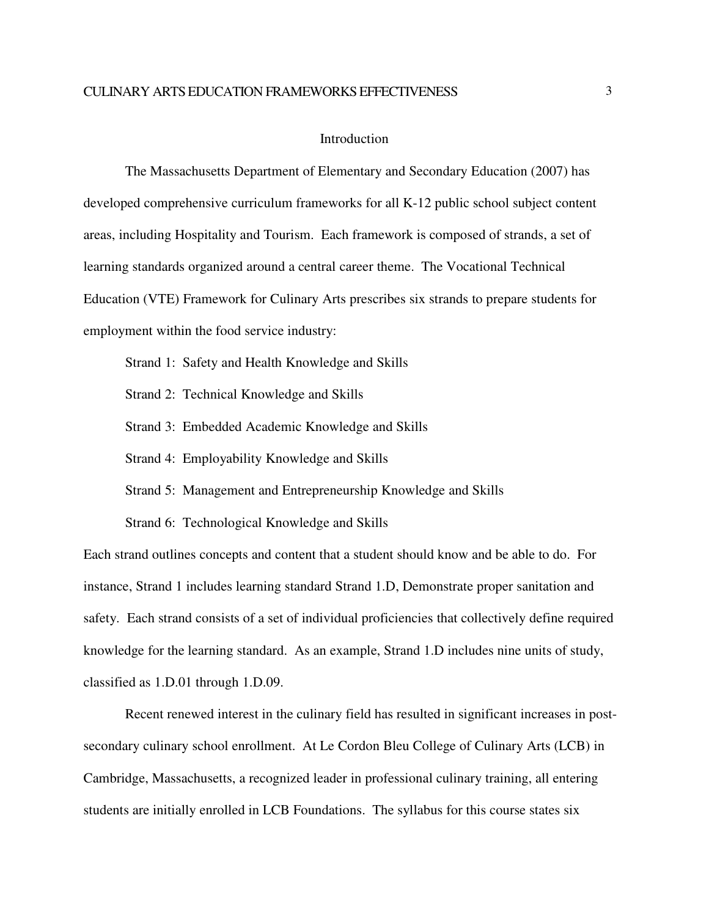## Introduction

The Massachusetts Department of Elementary and Secondary Education (2007) has developed comprehensive curriculum frameworks for all K-12 public school subject content areas, including Hospitality and Tourism. Each framework is composed of strands, a set of learning standards organized around a central career theme. The Vocational Technical Education (VTE) Framework for Culinary Arts prescribes six strands to prepare students for employment within the food service industry:

Strand 1: Safety and Health Knowledge and Skills

Strand 2: Technical Knowledge and Skills

Strand 3: Embedded Academic Knowledge and Skills

Strand 4: Employability Knowledge and Skills

Strand 5: Management and Entrepreneurship Knowledge and Skills

Strand 6: Technological Knowledge and Skills

Each strand outlines concepts and content that a student should know and be able to do. For instance, Strand 1 includes learning standard Strand 1.D, Demonstrate proper sanitation and safety. Each strand consists of a set of individual proficiencies that collectively define required knowledge for the learning standard. As an example, Strand 1.D includes nine units of study, classified as 1.D.01 through 1.D.09.

Recent renewed interest in the culinary field has resulted in significant increases in post-secondary culinary school enrollment. At Le Cordon Bleu College of Culinary Arts (LCB) in Cambridge, Massachusetts, a recognized leader in professional culinary training, all entering students are initially enrolled in LCB Foundations. The syllabus for this course states six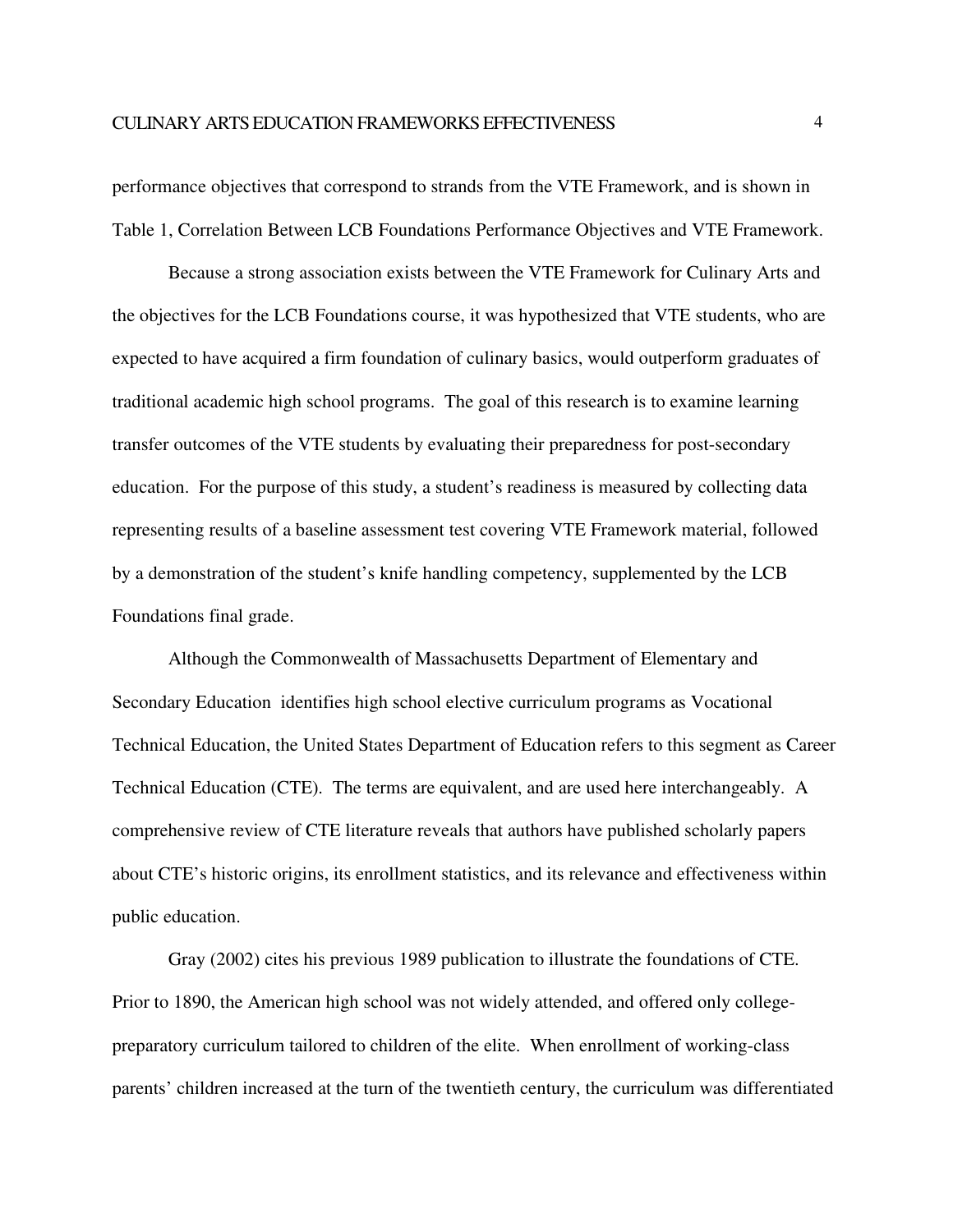performance objectives that correspond to strands from the VTE Framework, and is shown in Table 1, Correlation Between LCB Foundations Performance Objectives and VTE Framework.

Because a strong association exists between the VTE Framework for Culinary Arts and the objectives for the LCB Foundations course, it was hypothesized that VTE students, who are expected to have acquired a firm foundation of culinary basics, would outperform graduates of traditional academic high school programs. The goal of this research is to examine learning transfer outcomes of the VTE students by evaluating their preparedness for post-secondary education. For the purpose of this study, a student's readiness is measured by collecting data representing results of a baseline assessment test covering VTE Framework material, followed by a demonstration of the student's knife handling competency, supplemented by the LCB Foundations final grade.

Although the Commonwealth of Massachusetts Department of Elementary and Secondary Education identifies high school elective curriculum programs as Vocational Technical Education, the United States Department of Education refers to this segment as Career Technical Education (CTE). The terms are equivalent, and are used here interchangeably. A comprehensive review of CTE literature reveals that authors have published scholarly papers about CTE's historic origins, its enrollment statistics, and its relevance and effectiveness within public education.

Gray (2002) cites his previous 1989 publication to illustrate the foundations of CTE. Prior to 1890, the American high school was not widely attended, and offered only college-preparatory curriculum tailored to children of the elite. When enrollment of working-class parents' children increased at the turn of the twentieth century, the curriculum was differentiated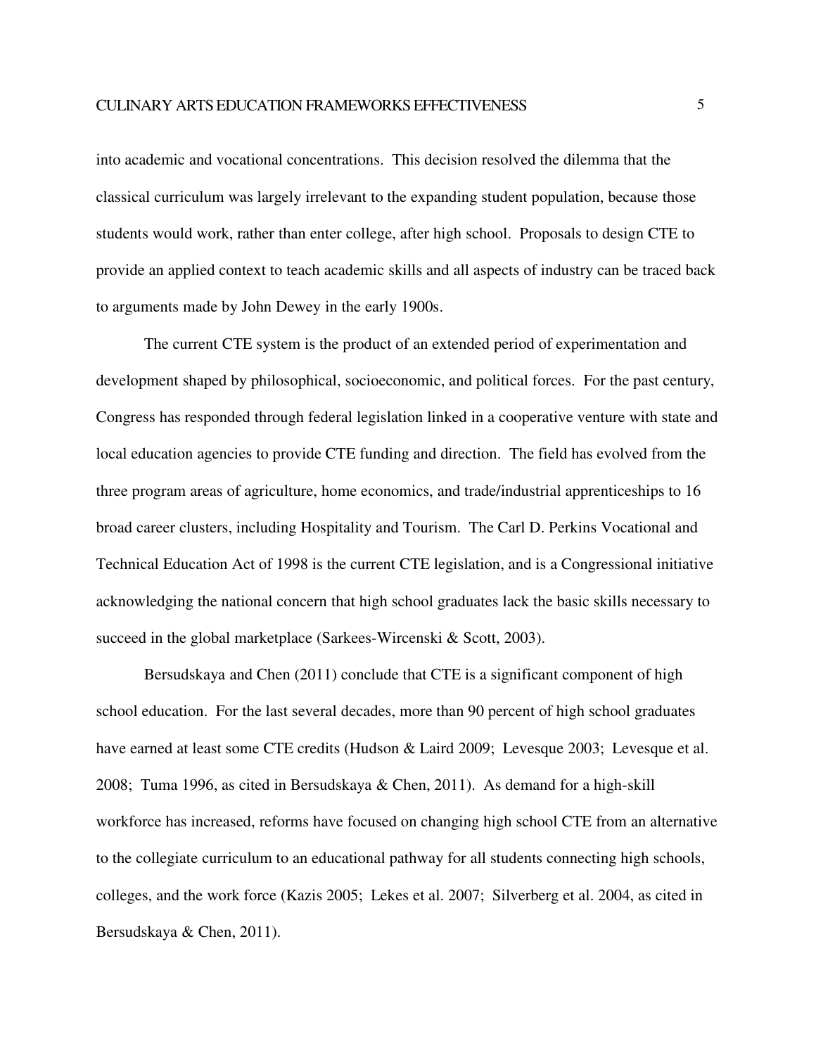into academic and vocational concentrations. This decision resolved the dilemma that the classical curriculum was largely irrelevant to the expanding student population, because those students would work, rather than enter college, after high school. Proposals to design CTE to provide an applied context to teach academic skills and all aspects of industry can be traced back to arguments made by John Dewey in the early 1900s.

The current CTE system is the product of an extended period of experimentation and development shaped by philosophical, socioeconomic, and political forces. For the past century, Congress has responded through federal legislation linked in a cooperative venture with state and local education agencies to provide CTE funding and direction. The field has evolved from the three program areas of agriculture, home economics, and trade/industrial apprenticeships to 16 broad career clusters, including Hospitality and Tourism. The Carl D. Perkins Vocational and Technical Education Act of 1998 is the current CTE legislation, and is a Congressional initiative acknowledging the national concern that high school graduates lack the basic skills necessary to succeed in the global marketplace (Sarkees-Wircenski & Scott, 2003).

Bersudskaya and Chen (2011) conclude that CTE is a significant component of high school education. For the last several decades, more than 90 percent of high school graduates have earned at least some CTE credits (Hudson & Laird 2009; Levesque 2003; Levesque et al. 2008; Tuma 1996, as cited in Bersudskaya & Chen, 2011). As demand for a high-skill workforce has increased, reforms have focused on changing high school CTE from an alternative to the collegiate curriculum to an educational pathway for all students connecting high schools, colleges, and the work force (Kazis 2005; Lekes et al. 2007; Silverberg et al. 2004, as cited in Bersudskaya & Chen, 2011).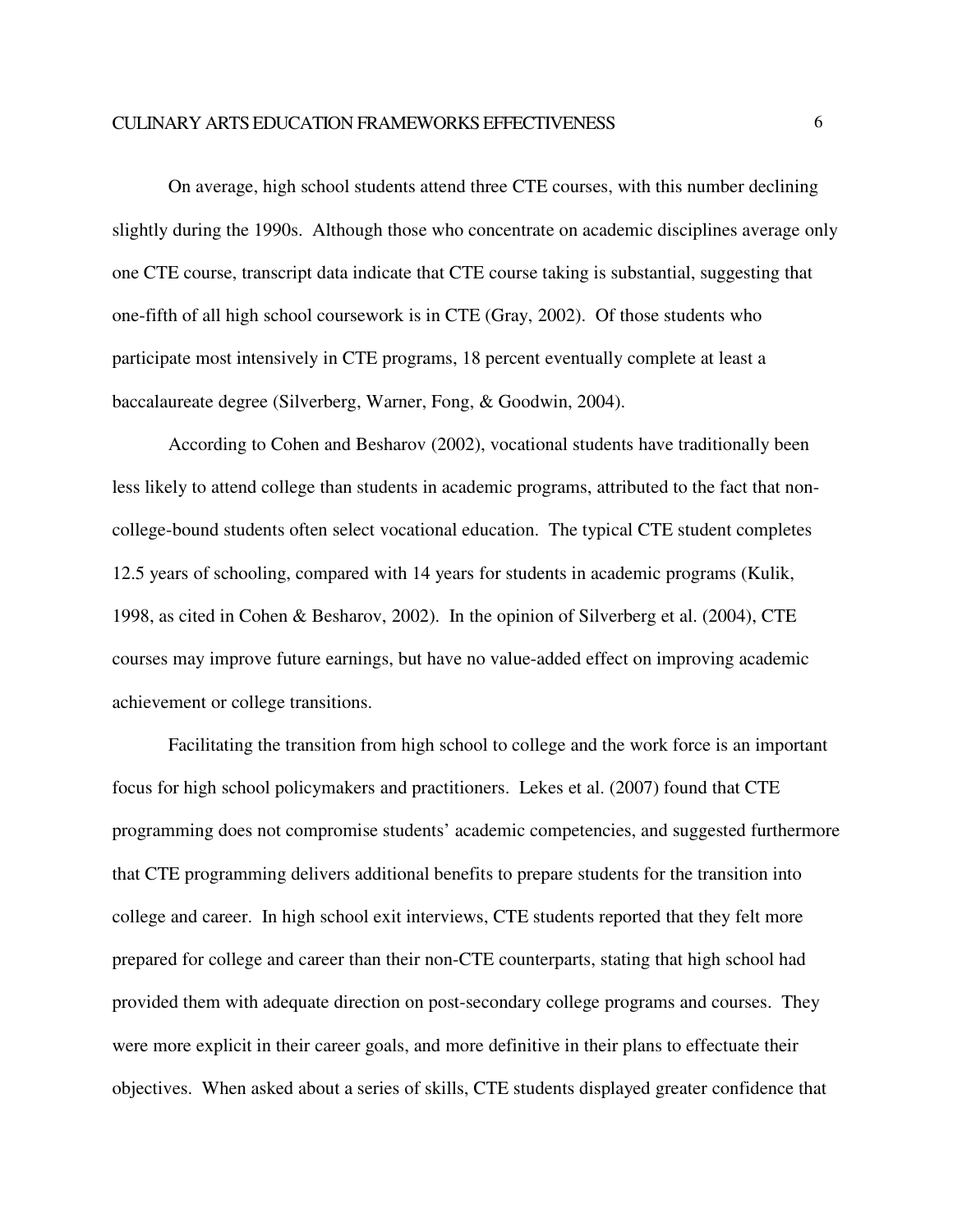On average, high school students attend three CTE courses, with this number declining slightly during the 1990s. Although those who concentrate on academic disciplines average only one CTE course, transcript data indicate that CTE course taking is substantial, suggesting that one-fifth of all high school coursework is in CTE (Gray, 2002). Of those students who participate most intensively in CTE programs, 18 percent eventually complete at least a baccalaureate degree (Silverberg, Warner, Fong, & Goodwin, 2004).

According to Cohen and Besharov (2002), vocational students have traditionally been less likely to attend college than students in academic programs, attributed to the fact that non-college-bound students often select vocational education. The typical CTE student completes 12.5 years of schooling, compared with 14 years for students in academic programs (Kulik, 1998, as cited in Cohen & Besharov, 2002). In the opinion of Silverberg et al. (2004), CTE courses may improve future earnings, but have no value-added effect on improving academic achievement or college transitions.

Facilitating the transition from high school to college and the work force is an important focus for high school policymakers and practitioners. Lekes et al. (2007) found that CTE programming does not compromise students' academic competencies, and suggested furthermore that CTE programming delivers additional benefits to prepare students for the transition into college and career. In high school exit interviews, CTE students reported that they felt more prepared for college and career than their non-CTE counterparts, stating that high school had provided them with adequate direction on post-secondary college programs and courses. They were more explicit in their career goals, and more definitive in their plans to effectuate their objectives. When asked about a series of skills, CTE students displayed greater confidence that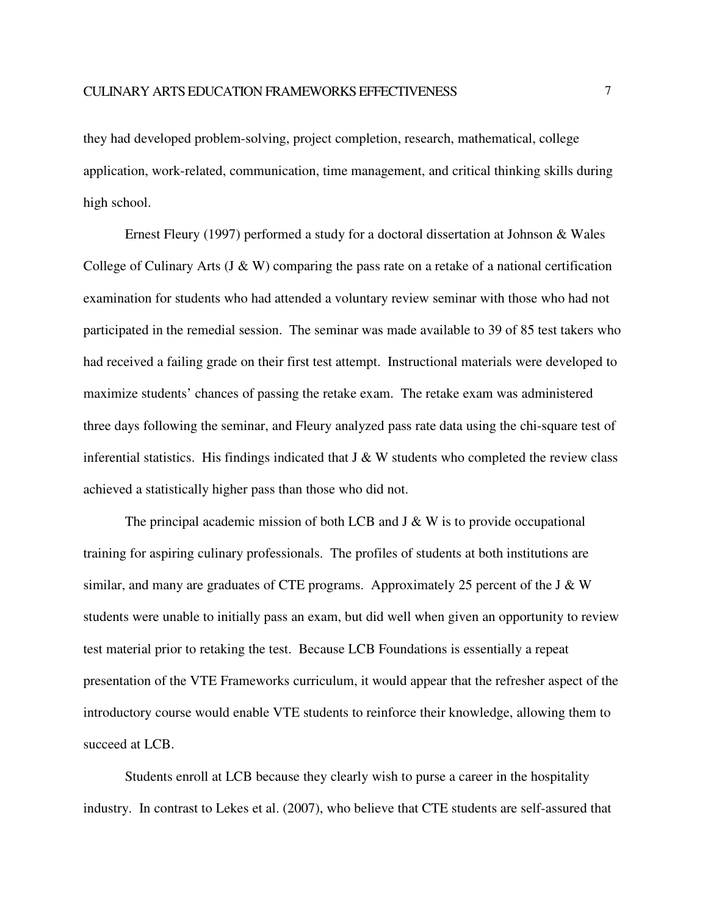they had developed problem-solving, project completion, research, mathematical, college application, work-related, communication, time management, and critical thinking skills during high school.

Ernest Fleury (1997) performed a study for a doctoral dissertation at Johnson & Wales College of Culinary Arts (J & W) comparing the pass rate on a retake of a national certification examination for students who had attended a voluntary review seminar with those who had not participated in the remedial session. The seminar was made available to 39 of 85 test takers who had received a failing grade on their first test attempt. Instructional materials were developed to maximize students' chances of passing the retake exam. The retake exam was administered three days following the seminar, and Fleury analyzed pass rate data using the chi-square test of inferential statistics. His findings indicated that J & W students who completed the review class achieved a statistically higher pass than those who did not.

The principal academic mission of both LCB and J & W is to provide occupational training for aspiring culinary professionals. The profiles of students at both institutions are similar, and many are graduates of CTE programs. Approximately 25 percent of the J & W students were unable to initially pass an exam, but did well when given an opportunity to review test material prior to retaking the test. Because LCB Foundations is essentially a repeat presentation of the VTE Frameworks curriculum, it would appear that the refresher aspect of the introductory course would enable VTE students to reinforce their knowledge, allowing them to succeed at LCB.

Students enroll at LCB because they clearly wish to purse a career in the hospitality industry. In contrast to Lekes et al. (2007), who believe that CTE students are self-assured that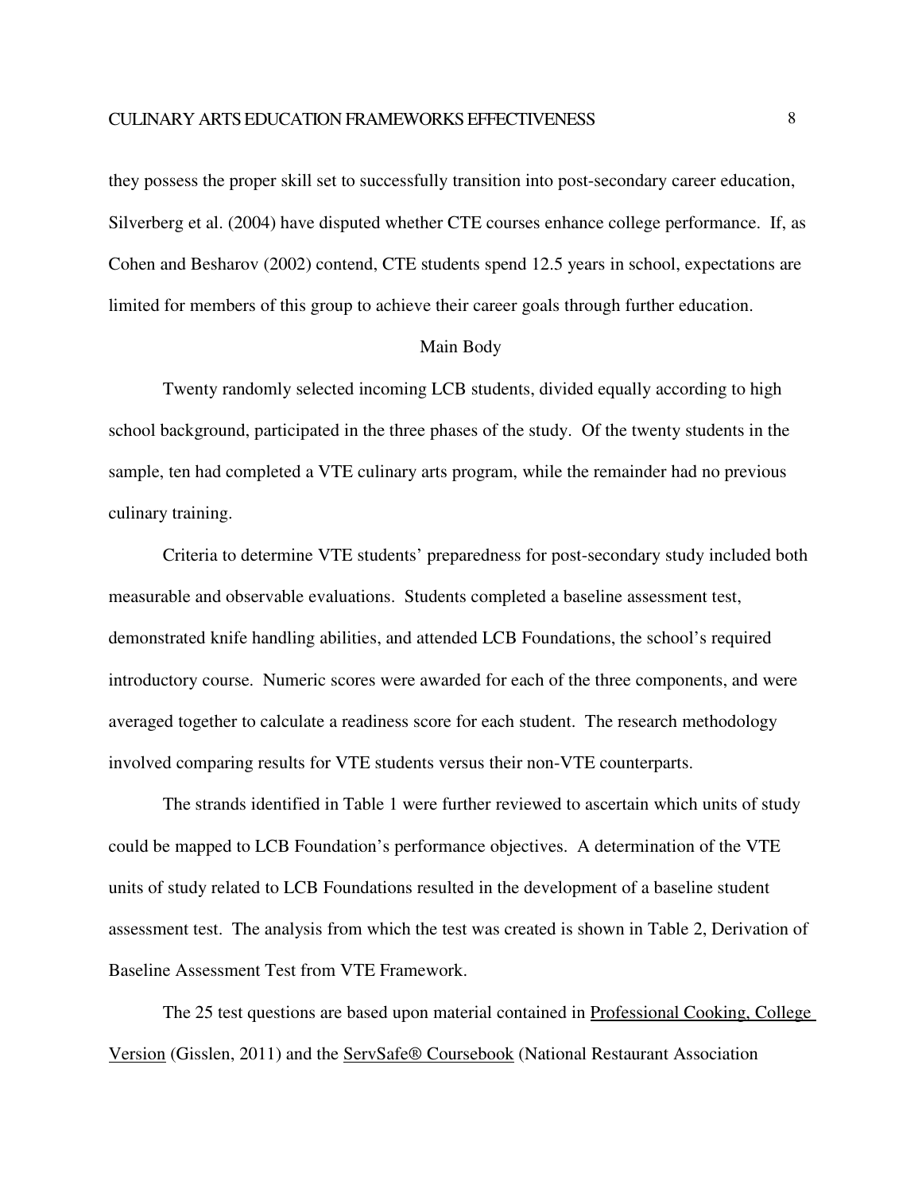they possess the proper skill set to successfully transition into post-secondary career education, Silverberg et al. (2004) have disputed whether CTE courses enhance college performance. If, as Cohen and Besharov (2002) contend, CTE students spend 12.5 years in school, expectations are limited for members of this group to achieve their career goals through further education.

## Main Body

Twenty randomly selected incoming LCB students, divided equally according to high school background, participated in the three phases of the study. Of the twenty students in the sample, ten had completed a VTE culinary arts program, while the remainder had no previous culinary training.

Criteria to determine VTE students' preparedness for post-secondary study included both measurable and observable evaluations. Students completed a baseline assessment test, demonstrated knife handling abilities, and attended LCB Foundations, the school's required introductory course. Numeric scores were awarded for each of the three components, and were averaged together to calculate a readiness score for each student. The research methodology involved comparing results for VTE students versus their non-VTE counterparts.

The strands identified in Table 1 were further reviewed to ascertain which units of study could be mapped to LCB Foundation's performance objectives. A determination of the VTE units of study related to LCB Foundations resulted in the development of a baseline student assessment test. The analysis from which the test was created is shown in Table 2, Derivation of Baseline Assessment Test from VTE Framework.

The 25 test questions are based upon material contained in <u>Professional Cooking, College Version</u> (Gisslen, 2011) and the <u>ServSafe® Coursebook</u> (National Restaurant Association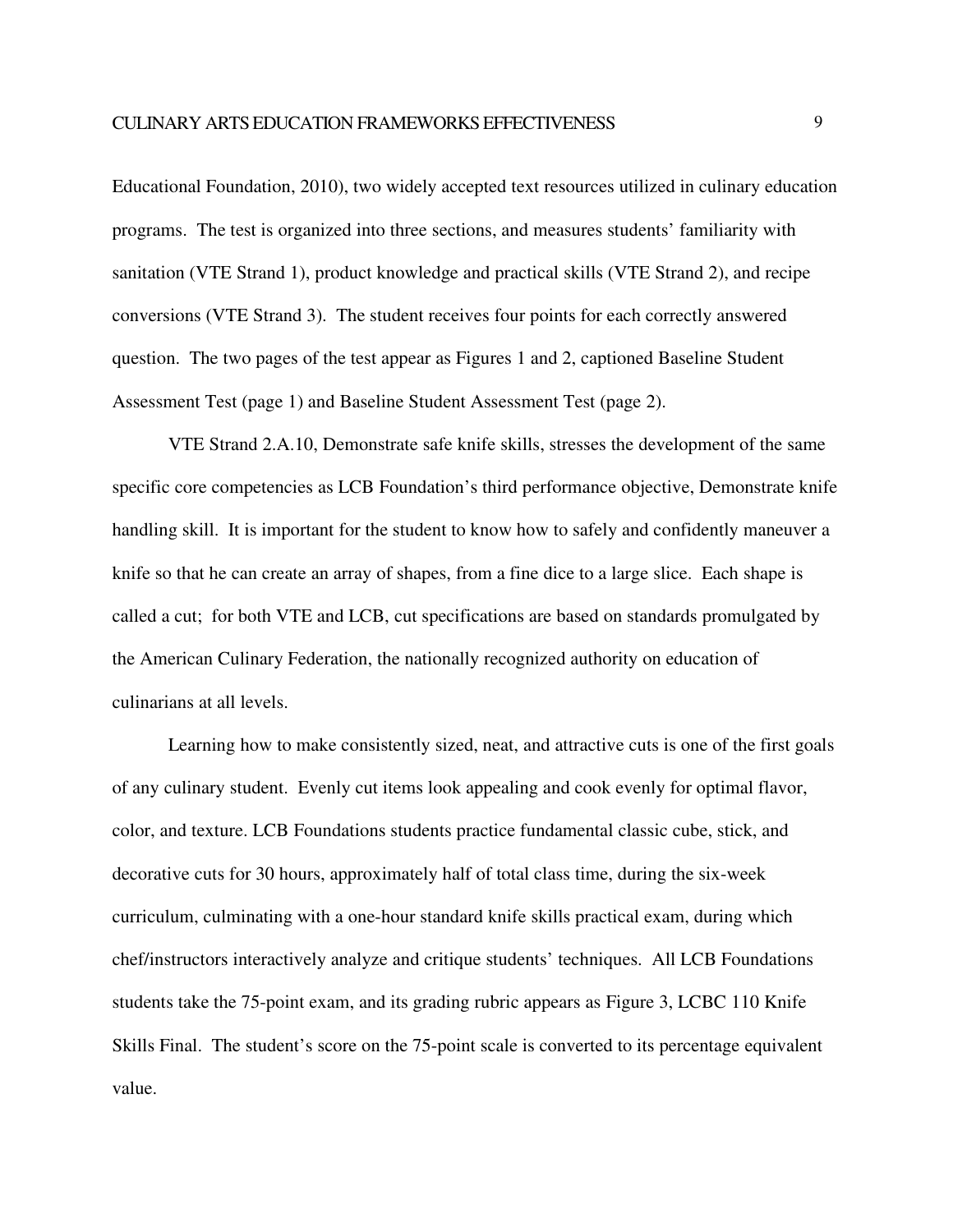Educational Foundation, 2010), two widely accepted text resources utilized in culinary education programs. The test is organized into three sections, and measures students' familiarity with sanitation (VTE Strand 1), product knowledge and practical skills (VTE Strand 2), and recipe conversions (VTE Strand 3). The student receives four points for each correctly answered question. The two pages of the test appear as Figures 1 and 2, captioned Baseline Student Assessment Test (page 1) and Baseline Student Assessment Test (page 2).

VTE Strand 2.A.10, Demonstrate safe knife skills, stresses the development of the same specific core competencies as LCB Foundation's third performance objective, Demonstrate knife handling skill. It is important for the student to know how to safely and confidently maneuver a knife so that he can create an array of shapes, from a fine dice to a large slice. Each shape is called a cut; for both VTE and LCB, cut specifications are based on standards promulgated by the American Culinary Federation, the nationally recognized authority on education of culinarians at all levels.

Learning how to make consistently sized, neat, and attractive cuts is one of the first goals of any culinary student. Evenly cut items look appealing and cook evenly for optimal flavor, color, and texture. LCB Foundations students practice fundamental classic cube, stick, and decorative cuts for 30 hours, approximately half of total class time, during the six-week curriculum, culminating with a one-hour standard knife skills practical exam, during which chef/instructors interactively analyze and critique students' techniques. All LCB Foundations students take the 75-point exam, and its grading rubric appears as Figure 3, LCBC 110 Knife Skills Final. The student's score on the 75-point scale is converted to its percentage equivalent value.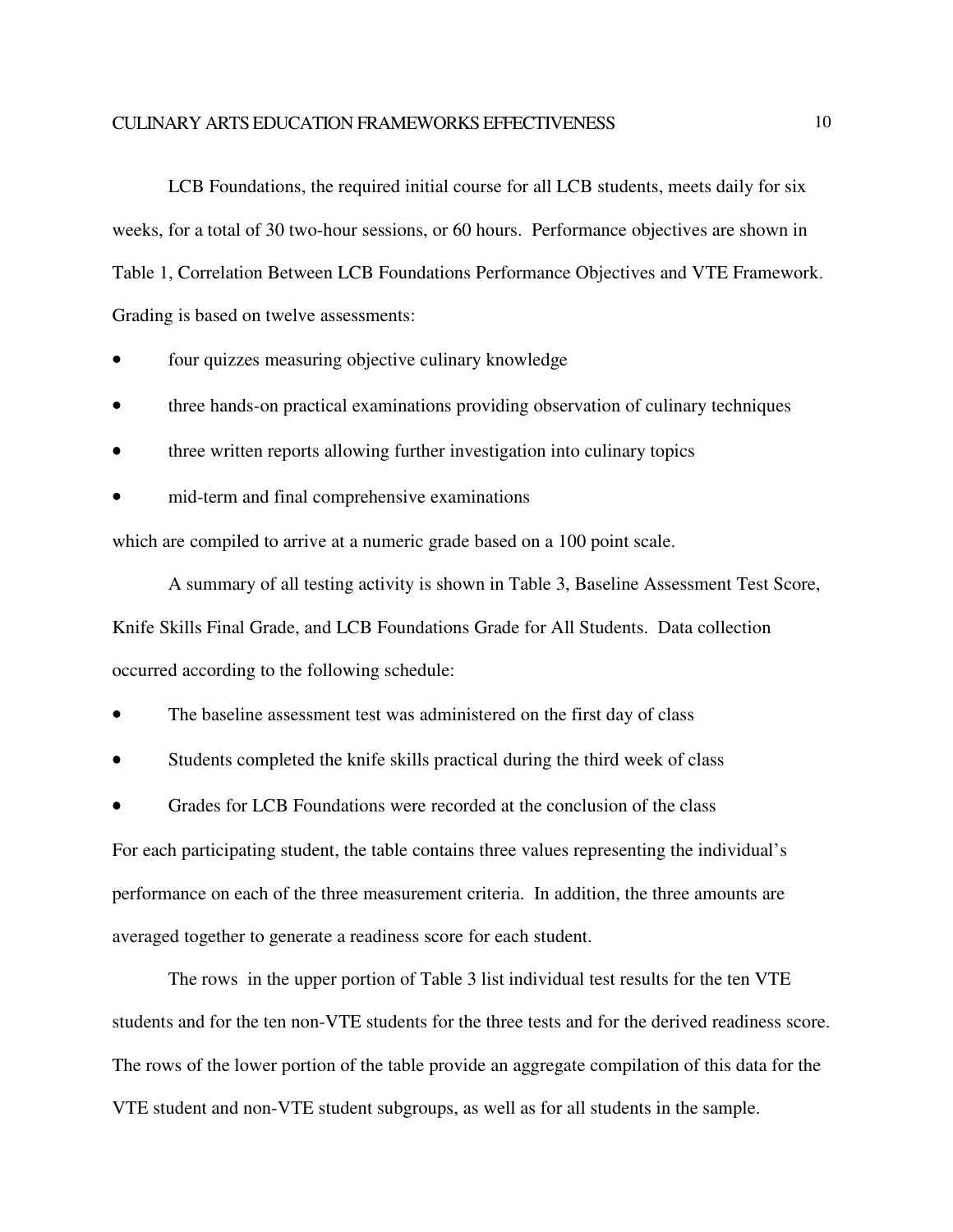LCB Foundations, the required initial course for all LCB students, meets daily for six weeks, for a total of 30 two-hour sessions, or 60 hours. Performance objectives are shown in Table 1, Correlation Between LCB Foundations Performance Objectives and VTE Framework. Grading is based on twelve assessments:

- four quizzes measuring objective culinary knowledge
- three hands-on practical examinations providing observation of culinary techniques
- three written reports allowing further investigation into culinary topics
- mid-term and final comprehensive examinations

which are compiled to arrive at a numeric grade based on a 100 point scale.

A summary of all testing activity is shown in Table 3, Baseline Assessment Test Score, Knife Skills Final Grade, and LCB Foundations Grade for All Students. Data collection occurred according to the following schedule:

- The baseline assessment test was administered on the first day of class
- Students completed the knife skills practical during the third week of class
- Grades for LCB Foundations were recorded at the conclusion of the class

For each participating student, the table contains three values representing the individual's performance on each of the three measurement criteria. In addition, the three amounts are averaged together to generate a readiness score for each student.

The rows in the upper portion of Table 3 list individual test results for the ten VTE students and for the ten non-VTE students for the three tests and for the derived readiness score. The rows of the lower portion of the table provide an aggregate compilation of this data for the VTE student and non-VTE student subgroups, as well as for all students in the sample.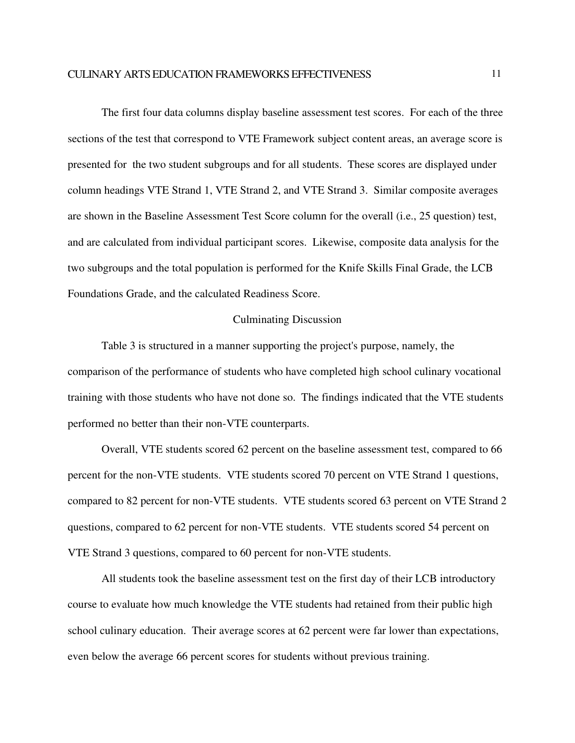The first four data columns display baseline assessment test scores. For each of the three sections of the test that correspond to VTE Framework subject content areas, an average score is presented for the two student subgroups and for all students. These scores are displayed under column headings VTE Strand 1, VTE Strand 2, and VTE Strand 3. Similar composite averages are shown in the Baseline Assessment Test Score column for the overall (i.e., 25 question) test, and are calculated from individual participant scores. Likewise, composite data analysis for the two subgroups and the total population is performed for the Knife Skills Final Grade, the LCB Foundations Grade, and the calculated Readiness Score.

## Culminating Discussion

Table 3 is structured in a manner supporting the project's purpose, namely, the comparison of the performance of students who have completed high school culinary vocational training with those students who have not done so. The findings indicated that the VTE students performed no better than their non-VTE counterparts.

Overall, VTE students scored 62 percent on the baseline assessment test, compared to 66 percent for the non-VTE students. VTE students scored 70 percent on VTE Strand 1 questions, compared to 82 percent for non-VTE students. VTE students scored 63 percent on VTE Strand 2 questions, compared to 62 percent for non-VTE students. VTE students scored 54 percent on VTE Strand 3 questions, compared to 60 percent for non-VTE students.

All students took the baseline assessment test on the first day of their LCB introductory course to evaluate how much knowledge the VTE students had retained from their public high school culinary education. Their average scores at 62 percent were far lower than expectations, even below the average 66 percent scores for students without previous training.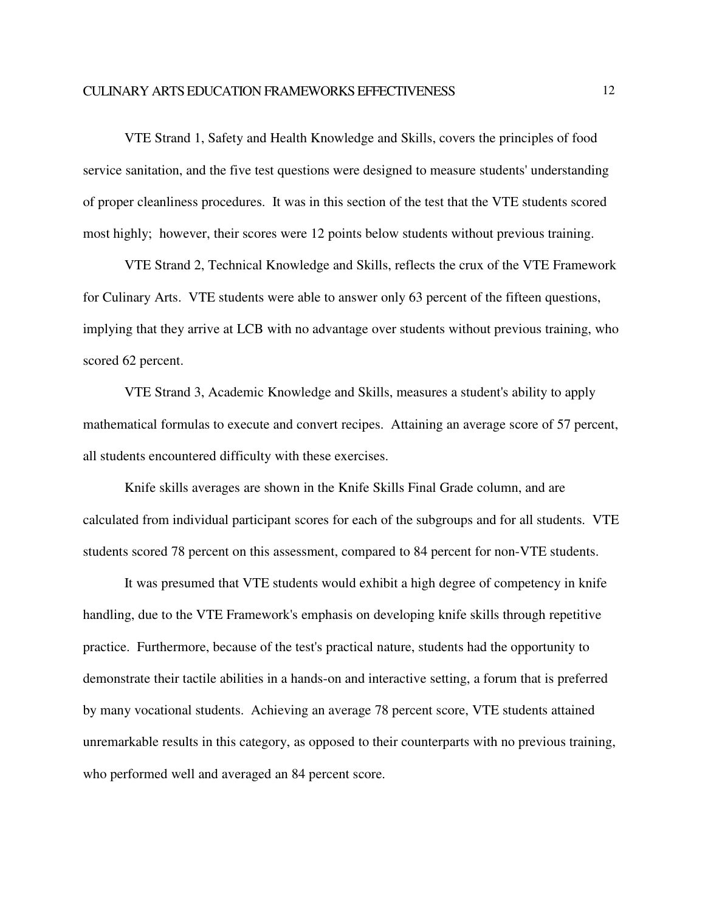VTE Strand 1, Safety and Health Knowledge and Skills, covers the principles of food service sanitation, and the five test questions were designed to measure students' understanding of proper cleanliness procedures. It was in this section of the test that the VTE students scored most highly; however, their scores were 12 points below students without previous training.

VTE Strand 2, Technical Knowledge and Skills, reflects the crux of the VTE Framework for Culinary Arts. VTE students were able to answer only 63 percent of the fifteen questions, implying that they arrive at LCB with no advantage over students without previous training, who scored 62 percent.

VTE Strand 3, Academic Knowledge and Skills, measures a student's ability to apply mathematical formulas to execute and convert recipes. Attaining an average score of 57 percent, all students encountered difficulty with these exercises.

Knife skills averages are shown in the Knife Skills Final Grade column, and are calculated from individual participant scores for each of the subgroups and for all students. VTE students scored 78 percent on this assessment, compared to 84 percent for non-VTE students.

It was presumed that VTE students would exhibit a high degree of competency in knife handling, due to the VTE Framework's emphasis on developing knife skills through repetitive practice. Furthermore, because of the test's practical nature, students had the opportunity to demonstrate their tactile abilities in a hands-on and interactive setting, a forum that is preferred by many vocational students. Achieving an average 78 percent score, VTE students attained unremarkable results in this category, as opposed to their counterparts with no previous training, who performed well and averaged an 84 percent score.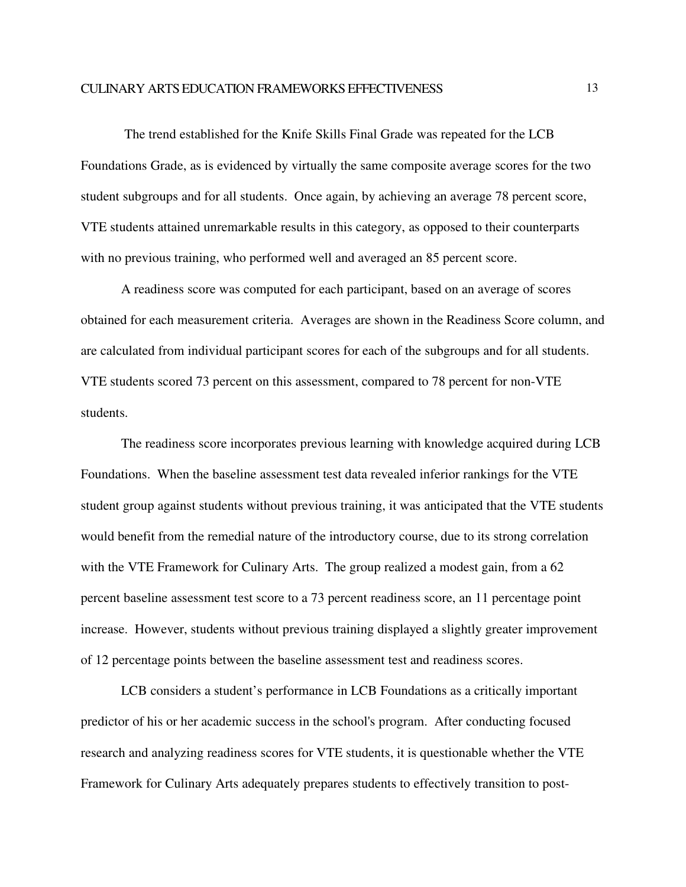The trend established for the Knife Skills Final Grade was repeated for the LCB Foundations Grade, as is evidenced by virtually the same composite average scores for the two student subgroups and for all students. Once again, by achieving an average 78 percent score, VTE students attained unremarkable results in this category, as opposed to their counterparts with no previous training, who performed well and averaged an 85 percent score.

A readiness score was computed for each participant, based on an average of scores obtained for each measurement criteria. Averages are shown in the Readiness Score column, and are calculated from individual participant scores for each of the subgroups and for all students. VTE students scored 73 percent on this assessment, compared to 78 percent for non-VTE students.

The readiness score incorporates previous learning with knowledge acquired during LCB Foundations. When the baseline assessment test data revealed inferior rankings for the VTE student group against students without previous training, it was anticipated that the VTE students would benefit from the remedial nature of the introductory course, due to its strong correlation with the VTE Framework for Culinary Arts. The group realized a modest gain, from a 62 percent baseline assessment test score to a 73 percent readiness score, an 11 percentage point increase. However, students without previous training displayed a slightly greater improvement of 12 percentage points between the baseline assessment test and readiness scores.

LCB considers a student's performance in LCB Foundations as a critically important predictor of his or her academic success in the school's program. After conducting focused research and analyzing readiness scores for VTE students, it is questionable whether the VTE Framework for Culinary Arts adequately prepares students to effectively transition to post-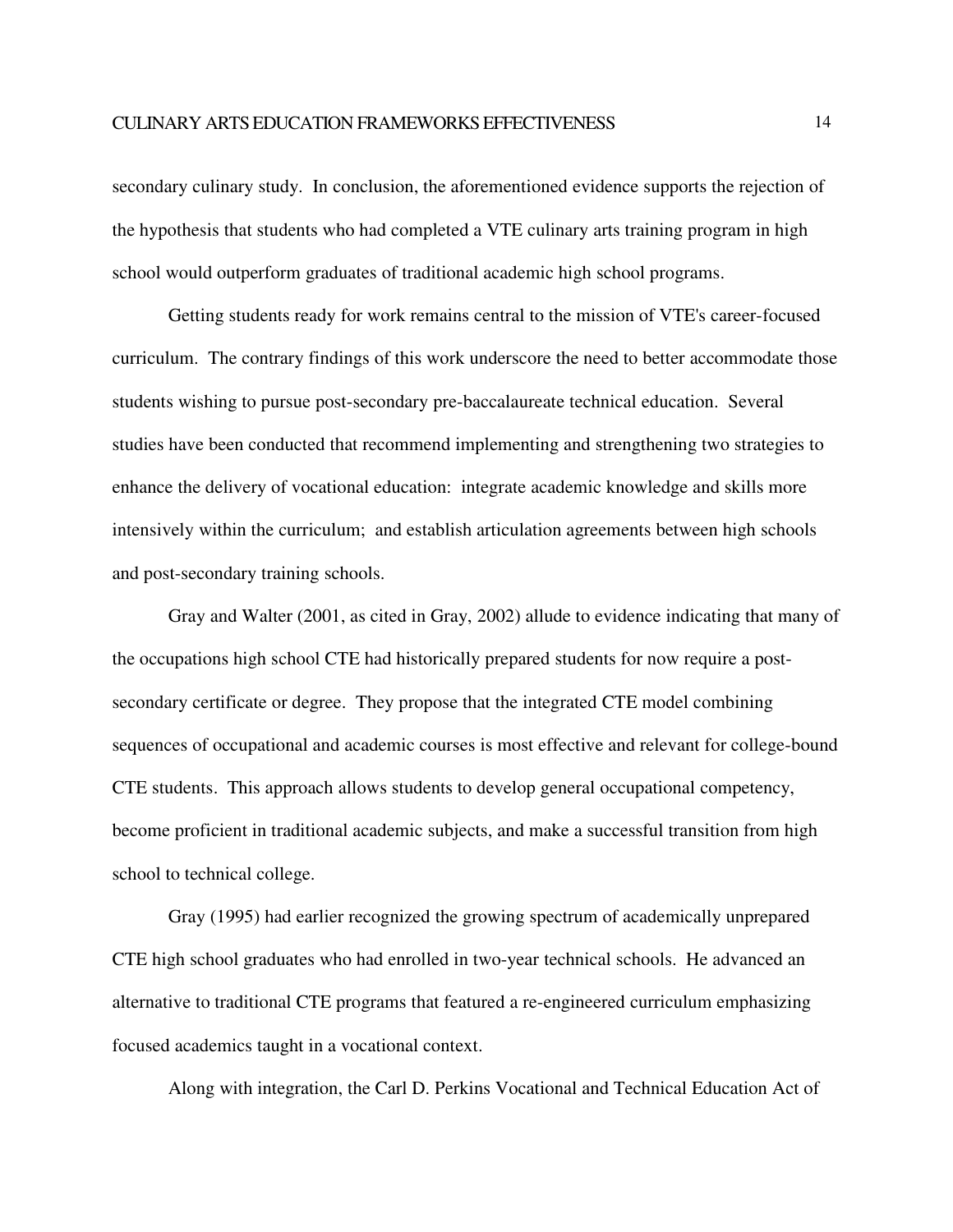secondary culinary study. In conclusion, the aforementioned evidence supports the rejection of the hypothesis that students who had completed a VTE culinary arts training program in high school would outperform graduates of traditional academic high school programs.

Getting students ready for work remains central to the mission of VTE's career-focused curriculum. The contrary findings of this work underscore the need to better accommodate those students wishing to pursue post-secondary pre-baccalaureate technical education. Several studies have been conducted that recommend implementing and strengthening two strategies to enhance the delivery of vocational education: integrate academic knowledge and skills more intensively within the curriculum; and establish articulation agreements between high schools and post-secondary training schools.

Gray and Walter (2001, as cited in Gray, 2002) allude to evidence indicating that many of the occupations high school CTE had historically prepared students for now require a post-secondary certificate or degree. They propose that the integrated CTE model combining sequences of occupational and academic courses is most effective and relevant for college-bound CTE students. This approach allows students to develop general occupational competency, become proficient in traditional academic subjects, and make a successful transition from high school to technical college.

Gray (1995) had earlier recognized the growing spectrum of academically unprepared CTE high school graduates who had enrolled in two-year technical schools. He advanced an alternative to traditional CTE programs that featured a re-engineered curriculum emphasizing focused academics taught in a vocational context.

Along with integration, the Carl D. Perkins Vocational and Technical Education Act of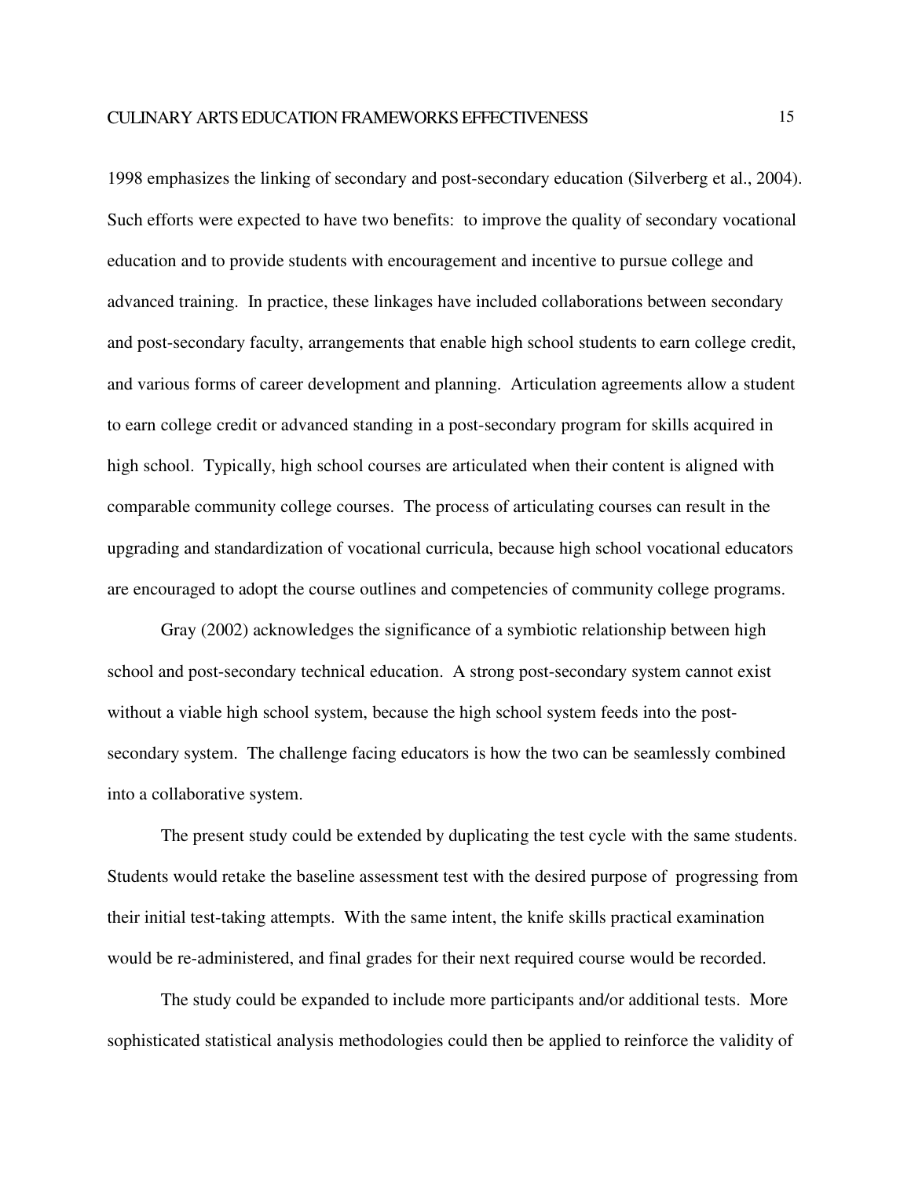1998 emphasizes the linking of secondary and post-secondary education (Silverberg et al., 2004). Such efforts were expected to have two benefits: to improve the quality of secondary vocational education and to provide students with encouragement and incentive to pursue college and advanced training. In practice, these linkages have included collaborations between secondary and post-secondary faculty, arrangements that enable high school students to earn college credit, and various forms of career development and planning. Articulation agreements allow a student to earn college credit or advanced standing in a post-secondary program for skills acquired in high school. Typically, high school courses are articulated when their content is aligned with comparable community college courses. The process of articulating courses can result in the upgrading and standardization of vocational curricula, because high school vocational educators are encouraged to adopt the course outlines and competencies of community college programs.

Gray (2002) acknowledges the significance of a symbiotic relationship between high school and post-secondary technical education. A strong post-secondary system cannot exist without a viable high school system, because the high school system feeds into the post-secondary system. The challenge facing educators is how the two can be seamlessly combined into a collaborative system.

The present study could be extended by duplicating the test cycle with the same students. Students would retake the baseline assessment test with the desired purpose of progressing from their initial test-taking attempts. With the same intent, the knife skills practical examination would be re-administered, and final grades for their next required course would be recorded.

The study could be expanded to include more participants and/or additional tests. More sophisticated statistical analysis methodologies could then be applied to reinforce the validity of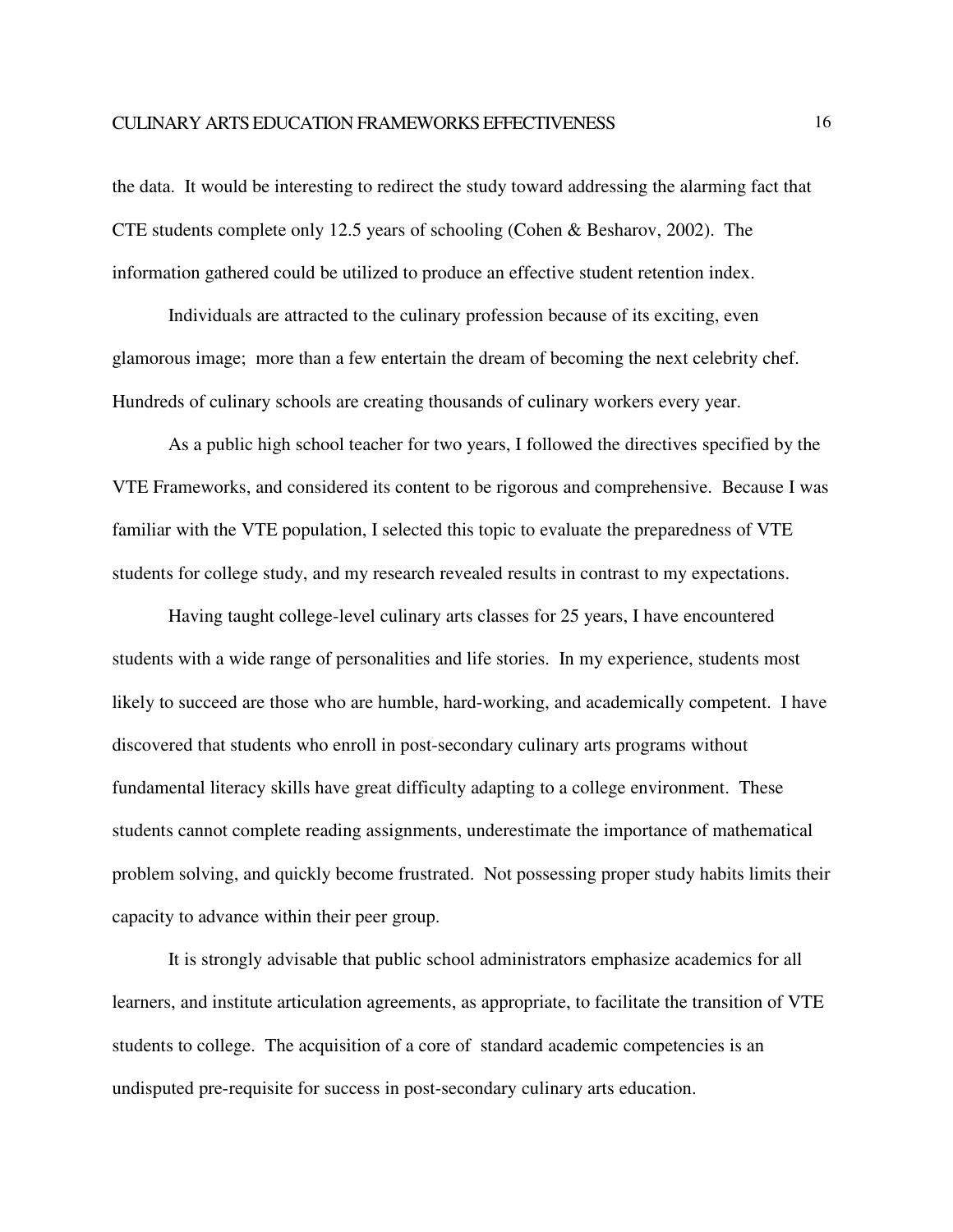the data. It would be interesting to redirect the study toward addressing the alarming fact that CTE students complete only 12.5 years of schooling (Cohen & Besharov, 2002). The information gathered could be utilized to produce an effective student retention index.

Individuals are attracted to the culinary profession because of its exciting, even glamorous image; more than a few entertain the dream of becoming the next celebrity chef. Hundreds of culinary schools are creating thousands of culinary workers every year.

As a public high school teacher for two years, I followed the directives specified by the VTE Frameworks, and considered its content to be rigorous and comprehensive. Because I was familiar with the VTE population, I selected this topic to evaluate the preparedness of VTE students for college study, and my research revealed results in contrast to my expectations.

Having taught college-level culinary arts classes for 25 years, I have encountered students with a wide range of personalities and life stories. In my experience, students most likely to succeed are those who are humble, hard-working, and academically competent. I have discovered that students who enroll in post-secondary culinary arts programs without fundamental literacy skills have great difficulty adapting to a college environment. These students cannot complete reading assignments, underestimate the importance of mathematical problem solving, and quickly become frustrated. Not possessing proper study habits limits their capacity to advance within their peer group.

It is strongly advisable that public school administrators emphasize academics for all learners, and institute articulation agreements, as appropriate, to facilitate the transition of VTE students to college. The acquisition of a core of standard academic competencies is an undisputed pre-requisite for success in post-secondary culinary arts education.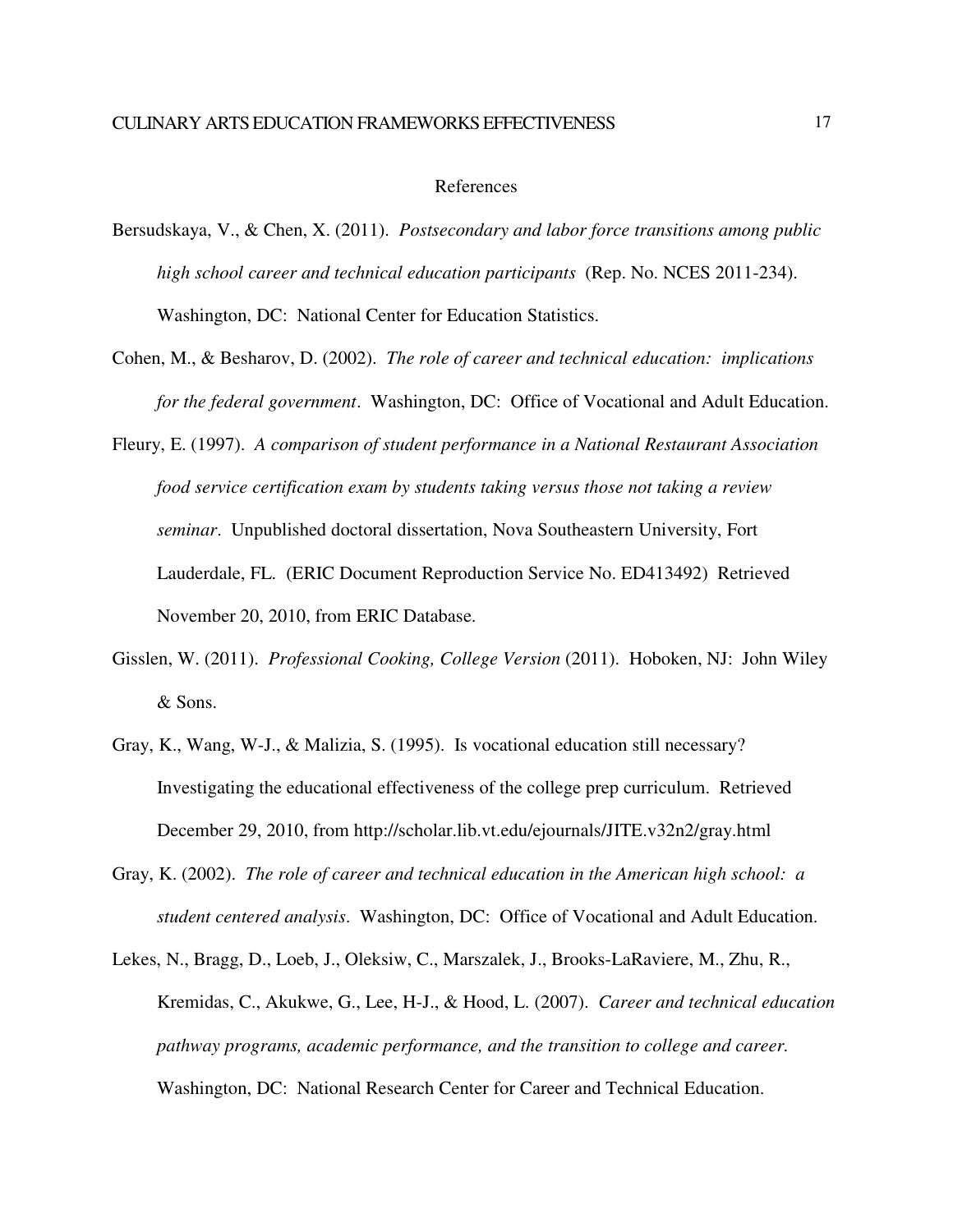# References

Bersudskaya, V., & Chen, X. (2011). *Postsecondary and labor force transitions among public high school career and technical education participants* (Rep. No. NCES 2011-234). Washington, DC: National Center for Education Statistics.

Cohen, M., & Besharov, D. (2002). *The role of career and technical education: implications for the federal government*. Washington, DC: Office of Vocational and Adult Education.

Fleury, E. (1997). *A comparison of student performance in a National Restaurant Association food service certification exam by students taking versus those not taking a review seminar*. Unpublished doctoral dissertation, Nova Southeastern University, Fort Lauderdale, FL. (ERIC Document Reproduction Service No. ED413492) Retrieved November 20, 2010, from ERIC Database.

Gisslen, W. (2011). *Professional Cooking, College Version* (2011). Hoboken, NJ: John Wiley & Sons.

Gray, K., Wang, W-J., & Malizia, S. (1995). Is vocational education still necessary? Investigating the educational effectiveness of the college prep curriculum. Retrieved December 29, 2010, from http://scholar.lib.vt.edu/ejournals/JITE.v32n2/gray.html

Gray, K. (2002). *The role of career and technical education in the American high school: a student centered analysis*. Washington, DC: Office of Vocational and Adult Education.

Lekes, N., Bragg, D., Loeb, J., Oleksiw, C., Marszalek, J., Brooks-LaRaviere, M., Zhu, R., Kremidas, C., Akukwe, G., Lee, H-J., & Hood, L. (2007). *Career and technical education pathway programs, academic performance, and the transition to college and career.* Washington, DC: National Research Center for Career and Technical Education.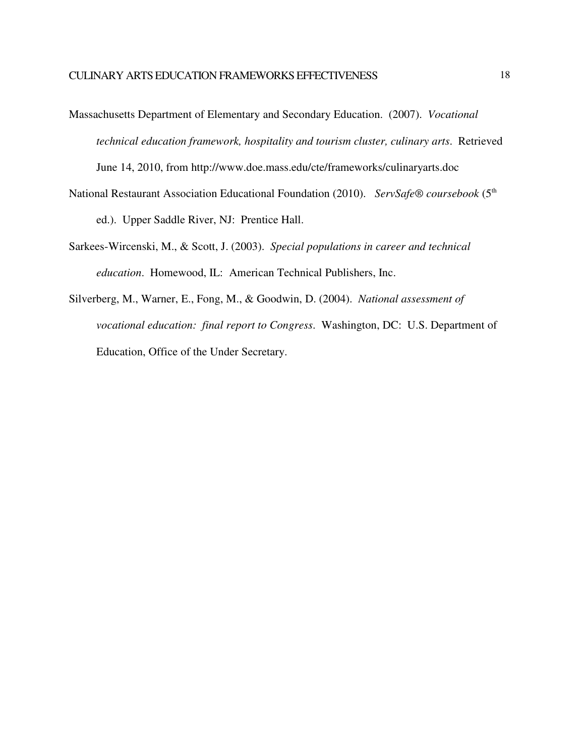Massachusetts Department of Elementary and Secondary Education. (2007). *Vocational technical education framework, hospitality and tourism cluster, culinary arts*. Retrieved June 14, 2010, from http://www.doe.mass.edu/cte/frameworks/culinaryarts.doc

National Restaurant Association Educational Foundation (2010). *ServSafe® coursebook* (5th ed.). Upper Saddle River, NJ: Prentice Hall.

Sarkees-Wircenski, M., & Scott, J. (2003). *Special populations in career and technical education*. Homewood, IL: American Technical Publishers, Inc.

Silverberg, M., Warner, E., Fong, M., & Goodwin, D. (2004). *National assessment of vocational education: final report to Congress*. Washington, DC: U.S. Department of Education, Office of the Under Secretary.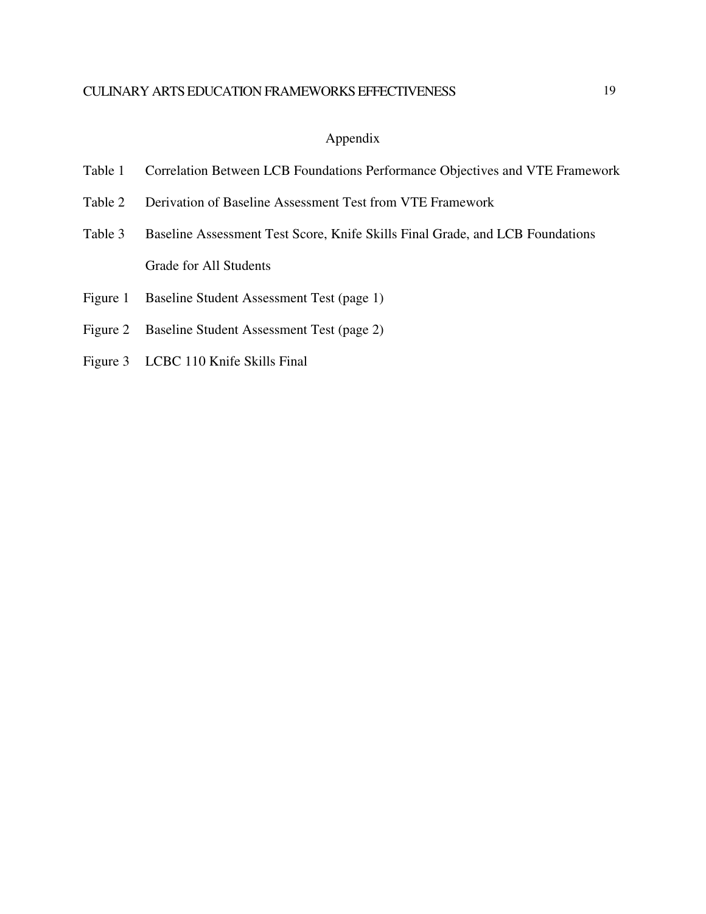# Appendix

Table 1 Correlation Between LCB Foundations Performance Objectives and VTE Framework

Table 2 Derivation of Baseline Assessment Test from VTE Framework

Table 3 Baseline Assessment Test Score, Knife Skills Final Grade, and LCB Foundations Grade for All Students

Figure 1 Baseline Student Assessment Test (page 1)

Figure 2 Baseline Student Assessment Test (page 2)

Figure 3 LCBC 110 Knife Skills Final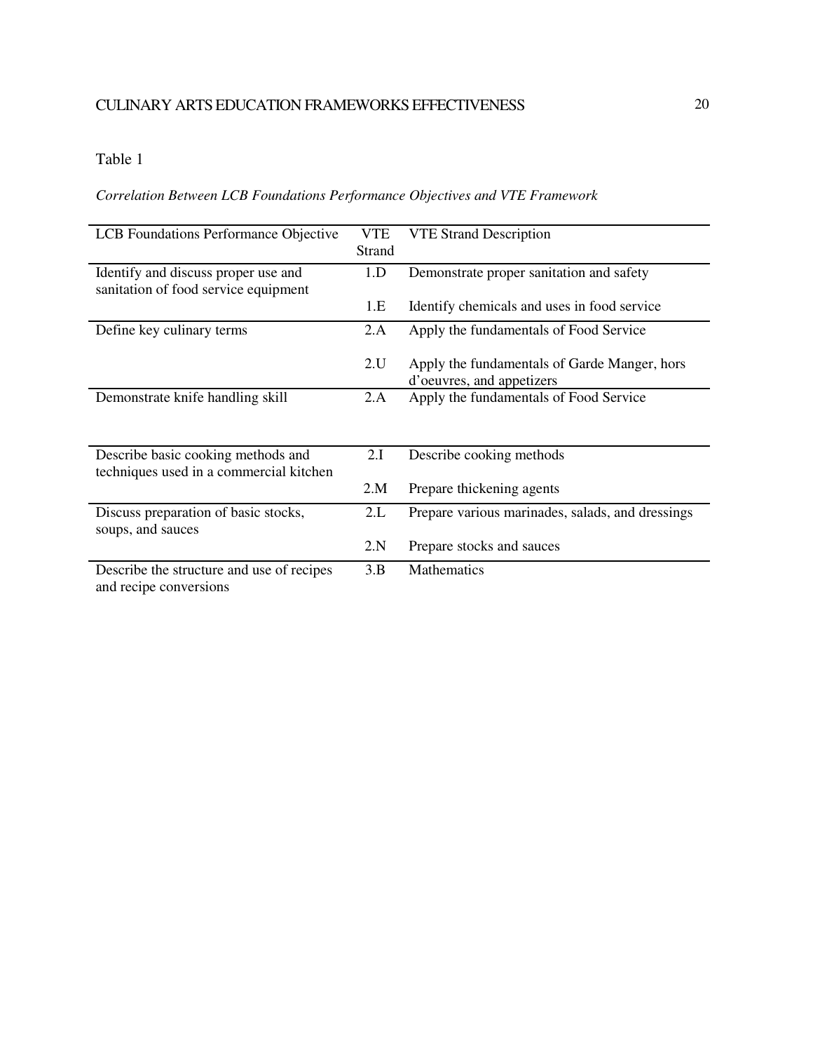Table 1

*Correlation Between LCB Foundations Performance Objectives and VTE Framework*

| LCB Foundations Performance Objective | VTE Strand | VTE Strand Description |
| --- | --- | --- |
| Identify and discuss proper use and sanitation of food service equipment | 1.D | Demonstrate proper sanitation and safety |
| | 1.E | Identify chemicals and uses in food service |
| Define key culinary terms | 2.A | Apply the fundamentals of Food Service |
| | 2.U | Apply the fundamentals of Garde Manger, hors d'oeuvres, and appetizers |
| Demonstrate knife handling skill | 2.A | Apply the fundamentals of Food Service |
| Describe basic cooking methods and techniques used in a commercial kitchen | 2.I | Describe cooking methods |
| | 2.M | Prepare thickening agents |
| Discuss preparation of basic stocks, soups, and sauces | 2.L | Prepare various marinades, salads, and dressings |
| | 2.N | Prepare stocks and sauces |
| Describe the structure and use of recipes and recipe conversions | 3.B | Mathematics |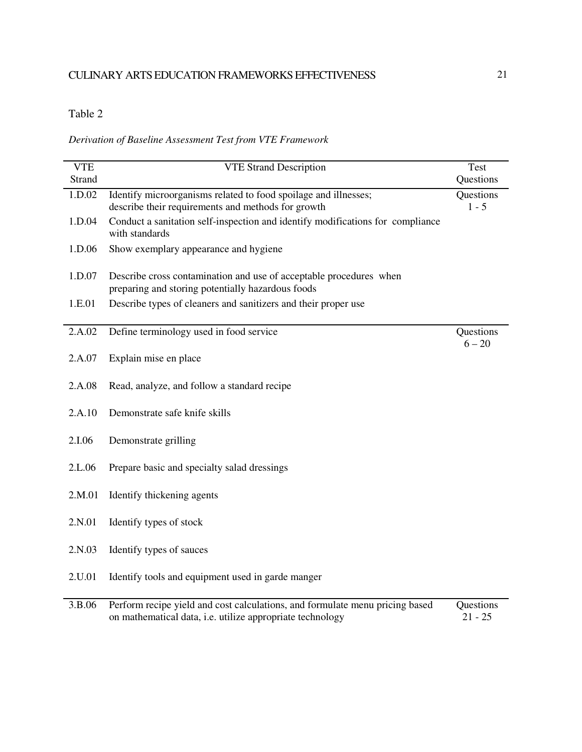Table 2

*Derivation of Baseline Assessment Test from VTE Framework*

| VTE Strand | VTE Strand Description | Test Questions |
|---|---|---|
| 1.D.02 | Identify microorganisms related to food spoilage and illnesses; describe their requirements and methods for growth | Questions 1 - 5 |
| 1.D.04 | Conduct a sanitation self-inspection and identify modifications for compliance with standards | |
| 1.D.06 | Show exemplary appearance and hygiene | |
| 1.D.07 | Describe cross contamination and use of acceptable procedures when preparing and storing potentially hazardous foods | |
| 1.E.01 | Describe types of cleaners and sanitizers and their proper use | |
| 2.A.02 | Define terminology used in food service | Questions 6 – 20 |
| 2.A.07 | Explain mise en place | |
| 2.A.08 | Read, analyze, and follow a standard recipe | |
| 2.A.10 | Demonstrate safe knife skills | |
| 2.I.06 | Demonstrate grilling | |
| 2.L.06 | Prepare basic and specialty salad dressings | |
| 2.M.01 | Identify thickening agents | |
| 2.N.01 | Identify types of stock | |
| 2.N.03 | Identify types of sauces | |
| 2.U.01 | Identify tools and equipment used in garde manger | |
| 3.B.06 | Perform recipe yield and cost calculations, and formulate menu pricing based on mathematical data, i.e. utilize appropriate technology | Questions 21 - 25 |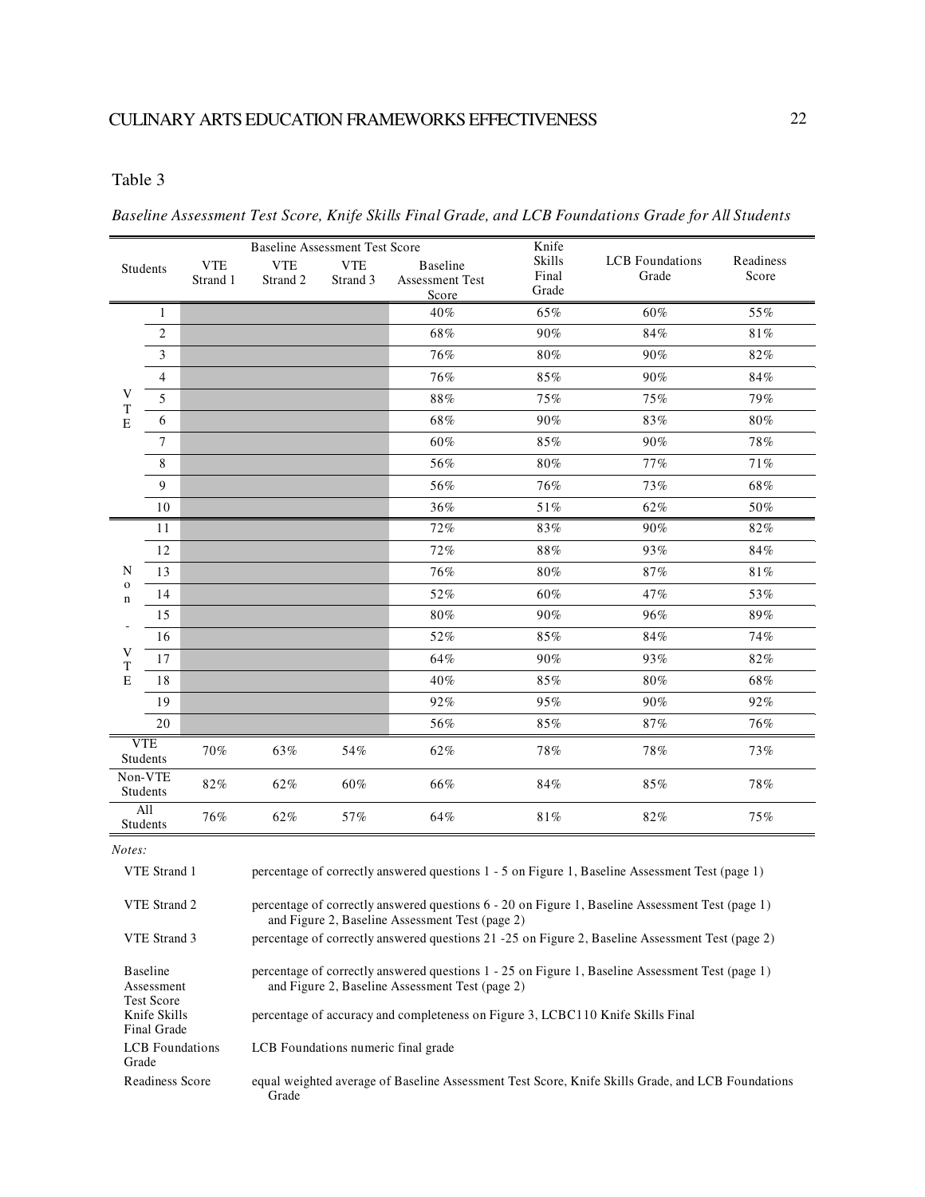Table 3

*Baseline Assessment Test Score, Knife Skills Final Grade, and LCB Foundations Grade for All Students*

| Students | | Baseline Assessment Test Score | | | | Knife Skills Final Grade | LCB Foundations Grade | Readiness Score |
|---|---|---|---|---|---|---|---|---|
| | | VTE Strand 1 | VTE Strand 2 | VTE Strand 3 | Baseline Assessment Test Score | | | |
| VTE | 1 | | | | 40% | 65% | 60% | 55% |
| | 2 | | | | 68% | 90% | 84% | 81% |
| | 3 | | | | 76% | 80% | 90% | 82% |
| | 4 | | | | 76% | 85% | 90% | 84% |
| | 5 | | | | 88% | 75% | 75% | 79% |
| | 6 | | | | 68% | 90% | 83% | 80% |
| | 7 | | | | 60% | 85% | 90% | 78% |
| | 8 | | | | 56% | 80% | 77% | 71% |
| | 9 | | | | 56% | 76% | 73% | 68% |
| | 10 | | | | 36% | 51% | 62% | 50% |
| Non-VTE | 11 | | | | 72% | 83% | 90% | 82% |
| | 12 | | | | 72% | 88% | 93% | 84% |
| | 13 | | | | 76% | 80% | 87% | 81% |
| | 14 | | | | 52% | 60% | 47% | 53% |
| | 15 | | | | 80% | 90% | 96% | 89% |
| | 16 | | | | 52% | 85% | 84% | 74% |
| | 17 | | | | 64% | 90% | 93% | 82% |
| | 18 | | | | 40% | 85% | 80% | 68% |
| | 19 | | | | 92% | 95% | 90% | 92% |
| | 20 | | | | 56% | 85% | 87% | 76% |
| VTE Students | | 70% | 63% | 54% | 62% | 78% | 78% | 73% |
| Non-VTE Students | | 82% | 62% | 60% | 66% | 84% | 85% | 78% |
| All Students | | 76% | 62% | 57% | 64% | 81% | 82% | 75% |

*Notes:*

| | |
|---|---|
| VTE Strand 1 | percentage of correctly answered questions 1 - 5 on Figure 1, Baseline Assessment Test (page 1) |
| VTE Strand 2 | percentage of correctly answered questions 6 - 20 on Figure 1, Baseline Assessment Test (page 1) and Figure 2, Baseline Assessment Test (page 2) |
| VTE Strand 3 | percentage of correctly answered questions 21 -25 on Figure 2, Baseline Assessment Test (page 2) |
| Baseline Assessment Test Score | percentage of correctly answered questions 1 - 25 on Figure 1, Baseline Assessment Test (page 1) and Figure 2, Baseline Assessment Test (page 2) |
| Knife Skills Final Grade | percentage of accuracy and completeness on Figure 3, LCBC110 Knife Skills Final |
| LCB Foundations Grade | LCB Foundations numeric final grade |
| Readiness Score | equal weighted average of Baseline Assessment Test Score, Knife Skills Grade, and LCB Foundations Grade |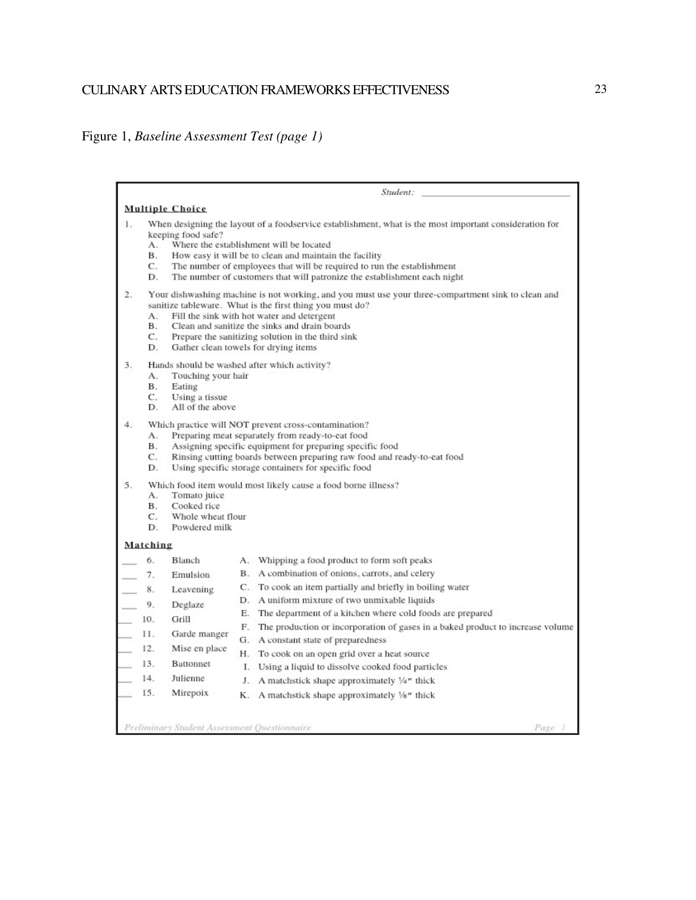Figure 1, *Baseline Assessment Test (page 1)*

Student: ______________________________

**Multiple Choice**

1. When designing the layout of a foodservice establishment, what is the most important consideration for keeping food safe?
   A. Where the establishment will be located
   B. How easy it will be to clean and maintain the facility
   C. The number of employees that will be required to run the establishment
   D. The number of customers that will patronize the establishment each night

2. Your dishwashing machine is not working, and you must use your three-compartment sink to clean and sanitize tableware. What is the first thing you must do?
   A. Fill the sink with hot water and detergent
   B. Clean and sanitize the sinks and drain boards
   C. Prepare the sanitizing solution in the third sink
   D. Gather clean towels for drying items

3. Hands should be washed after which activity?
   A. Touching your hair
   B. Eating
   C. Using a tissue
   D. All of the above

4. Which practice will NOT prevent cross-contamination?
   A. Preparing meat separately from ready-to-eat food
   B. Assigning specific equipment for preparing specific food
   C. Rinsing cutting boards between preparing raw food and ready-to-eat food
   D. Using specific storage containers for specific food

5. Which food item would most likely cause a food borne illness?
   A. Tomato juice
   B. Cooked rice
   C. Whole wheat flour
   D. Powdered milk

**Matching**

| | # | Term | | Definition |
|---|---|---|---|---|
| ___ | 6. | Blanch | A. | Whipping a food product to form soft peaks |
| ___ | 7. | Emulsion | B. | A combination of onions, carrots, and celery |
| ___ | 8. | Leavening | C. | To cook an item partially and briefly in boiling water |
| ___ | 9. | Deglaze | D. | A uniform mixture of two unmixable liquids |
| ___ | 10. | Grill | E. | The department of a kitchen where cold foods are prepared |
| ___ | 11. | Garde manger | F. | The production or incorporation of gases in a baked product to increase volume |
| ___ | 12. | Mise en place | G. | A constant state of preparedness |
| ___ | 13. | Battonnet | H. | To cook on an open grid over a heat source |
| ___ | 14. | Julienne | I. | Using a liquid to dissolve cooked food particles |
| ___ | 15. | Mirepoix | J. | A matchstick shape approximately ¼″ thick |
| | | | K. | A matchstick shape approximately ⅛″ thick |

*Preliminary Student Assessment Questionnaire* Page 1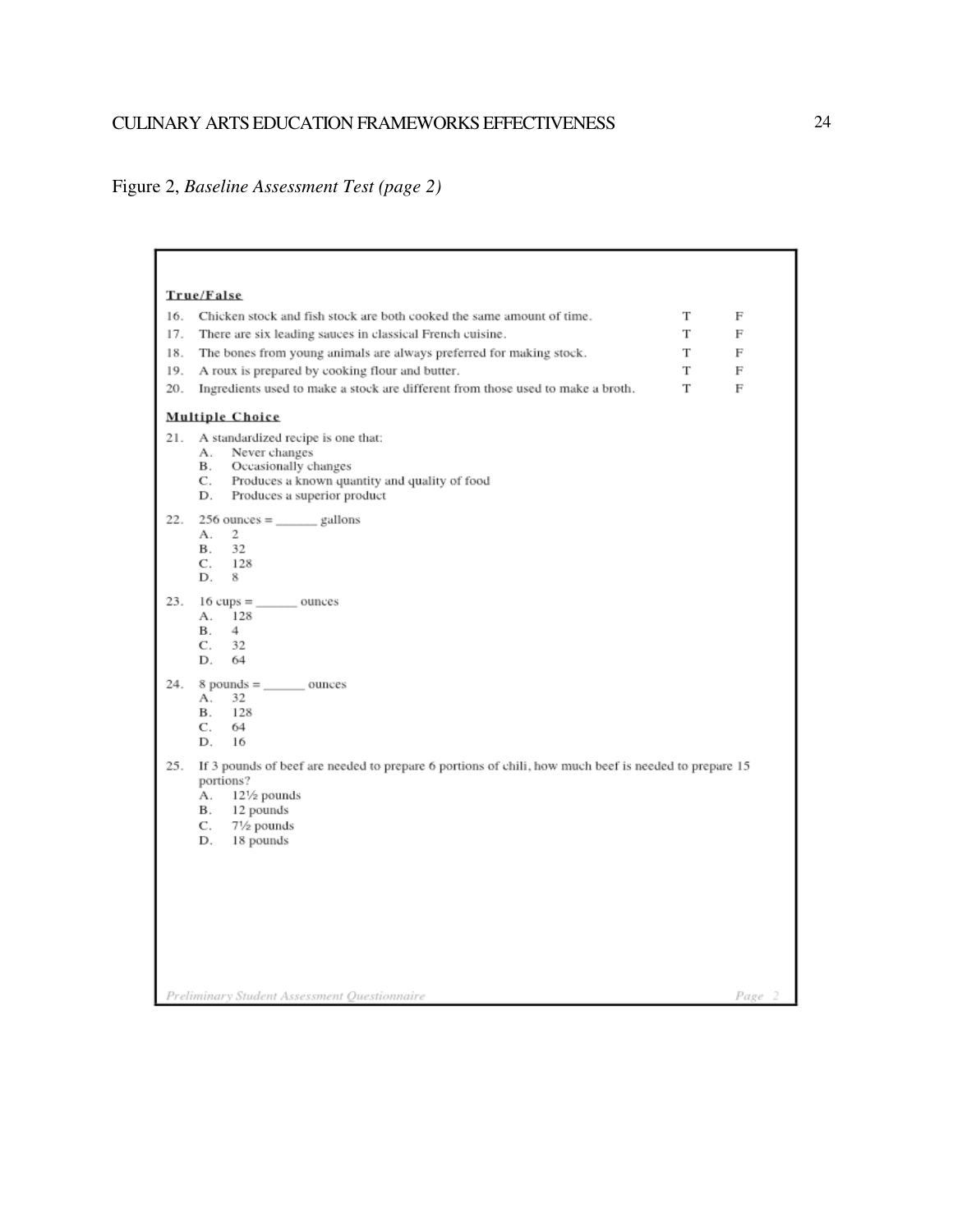Figure 2, *Baseline Assessment Test (page 2)*

**True/False**

| | | | |
|---|---|---|---|
| 16. | Chicken stock and fish stock are both cooked the same amount of time. | T | F |
| 17. | There are six leading sauces in classical French cuisine. | T | F |
| 18. | The bones from young animals are always preferred for making stock. | T | F |
| 19. | A roux is prepared by cooking flour and butter. | T | F |
| 20. | Ingredients used to make a stock are different from those used to make a broth. | T | F |

**Multiple Choice**

21. A standardized recipe is one that:
    - A. Never changes
    - B. Occasionally changes
    - C. Produces a known quantity and quality of food
    - D. Produces a superior product

22. 256 ounces = ______ gallons
    - A. 2
    - B. 32
    - C. 128
    - D. 8

23. 16 cups = ______ ounces
    - A. 128
    - B. 4
    - C. 32
    - D. 64

24. 8 pounds = ______ ounces
    - A. 32
    - B. 128
    - C. 64
    - D. 16

25. If 3 pounds of beef are needed to prepare 6 portions of chili, how much beef is needed to prepare 15 portions?
    - A. 12½ pounds
    - B. 12 pounds
    - C. 7½ pounds
    - D. 18 pounds

*Preliminary Student Assessment Questionnaire* Page 2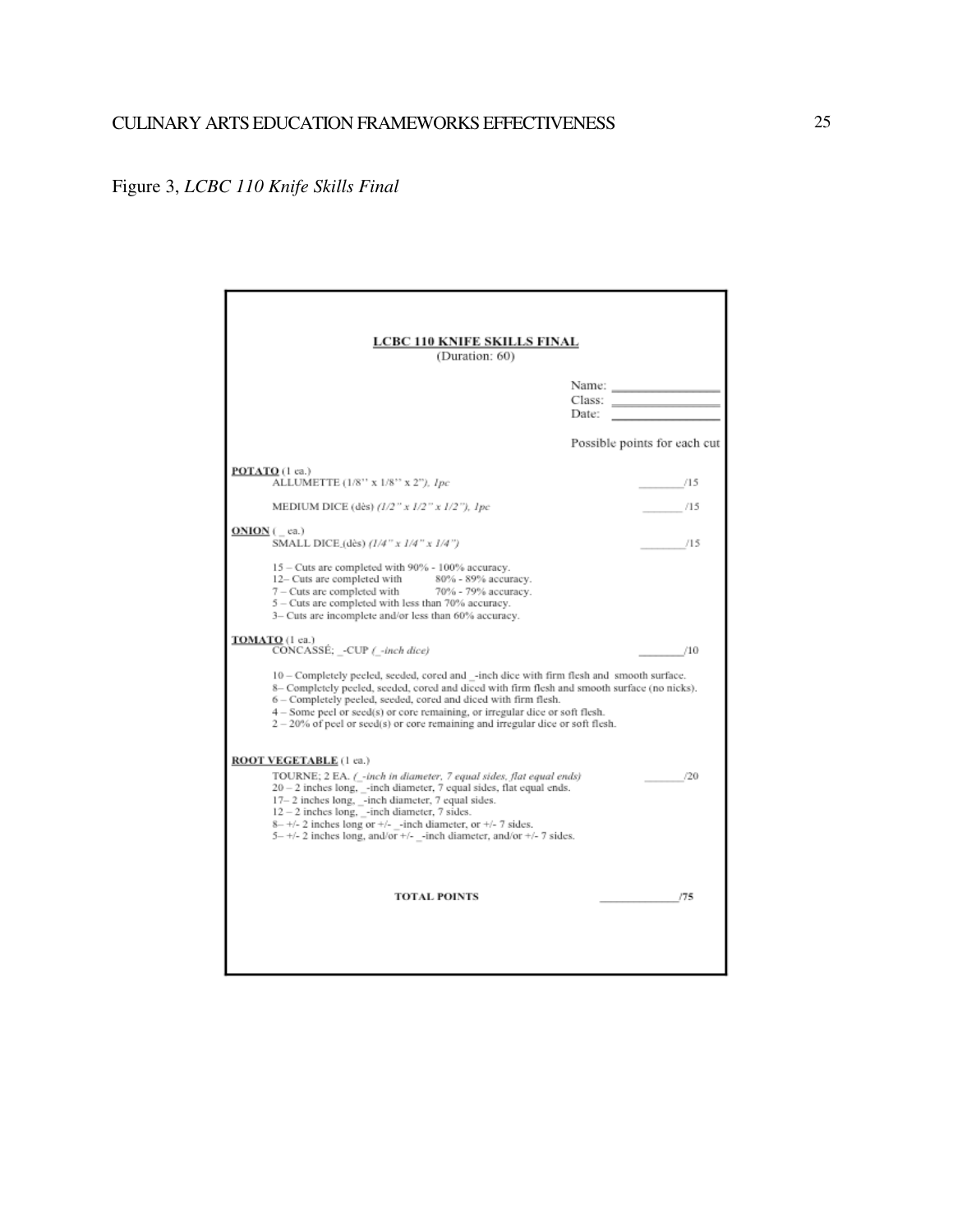Figure 3, *LCBC 110 Knife Skills Final*

**LCBC 110 KNIFE SKILLS FINAL**
(Duration: 60)

Name: \_\_\_\_\_\_\_\_\_\_\_\_\_\_\_\_
Class: \_\_\_\_\_\_\_\_\_\_\_\_\_\_\_\_
Date: \_\_\_\_\_\_\_\_\_\_\_\_\_\_\_\_

Possible points for each cut

**POTATO** (1 ea.)

ALLUMETTE (1/8'' x 1/8'' x 2"), *1pc* \_\_\_\_\_\_\_/15

MEDIUM DICE (dès) *(1/2" x 1/2" x 1/2"), 1pc* \_\_\_\_\_\_\_/15

**ONION** ( _ ea.)

SMALL DICE (dès) *(1/4" x 1/4" x 1/4")* \_\_\_\_\_\_\_/15

15 – Cuts are completed with 90% - 100% accuracy.
12– Cuts are completed with 80% - 89% accuracy.
7 – Cuts are completed with 70% - 79% accuracy.
5 – Cuts are completed with less than 70% accuracy.
3– Cuts are incomplete and/or less than 60% accuracy.

**TOMATO** (1 ea.)

CONCASSÉ; _-CUP *(_-inch dice)* \_\_\_\_\_\_\_/10

10 – Completely peeled, seeded, cored and _-inch dice with firm flesh and smooth surface.
8– Completely peeled, seeded, cored and diced with firm flesh and smooth surface (no nicks).
6 – Completely peeled, seeded, cored and diced with firm flesh.
4 – Some peel or seed(s) or core remaining, or irregular dice or soft flesh.
2 – 20% of peel or seed(s) or core remaining and irregular dice or soft flesh.

**ROOT VEGETABLE** (1 ea.)

TOURNE; 2 EA. *(_-inch in diameter, 7 equal sides, flat equal ends)* \_\_\_\_\_\_\_/20

20 – 2 inches long, _-inch diameter, 7 equal sides, flat equal ends.
17– 2 inches long, _-inch diameter, 7 equal sides.
12 – 2 inches long, _-inch diameter, 7 sides.
8– +/- 2 inches long or +/- _-inch diameter, or +/- 7 sides.
5– +/- 2 inches long, and/or +/- _-inch diameter, and/or +/- 7 sides.

**TOTAL POINTS** \_\_\_\_\_\_\_\_\_\_\_/75